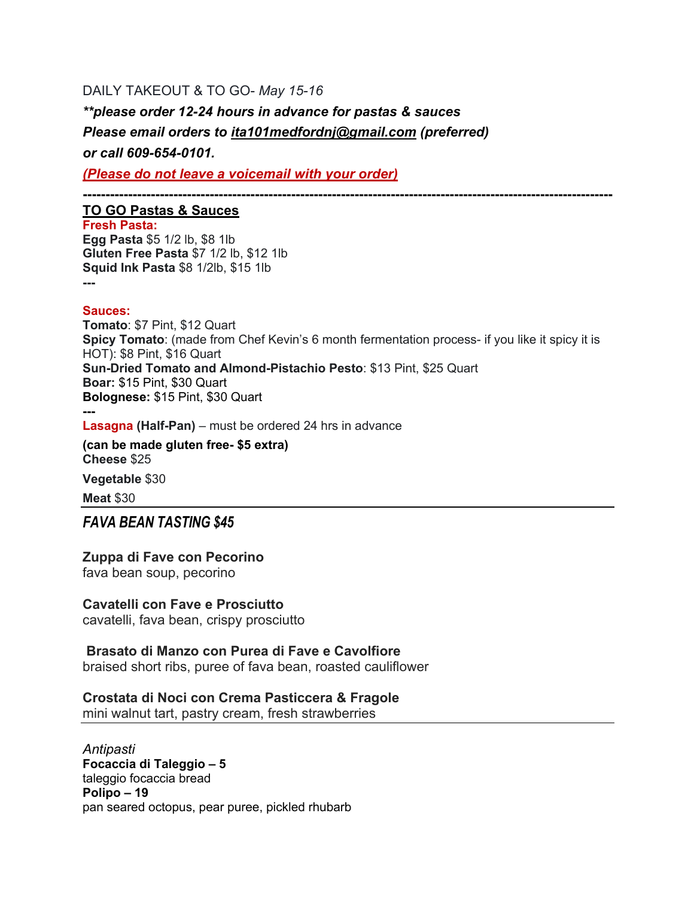DAILY TAKEOUT & TO GO- *May 15-16*

***\*\*please order 12-24 hours in advance for pastas & sauces***

***Please email orders to ita101medfordnj@gmail.com (preferred)***

***or call 609-654-0101.***

***(Please do not leave a voicemail with your order)***

---

## TO GO Pastas & Sauces

**Fresh Pasta:**

**Egg Pasta** $5 1/2 lb, $8 1lb
**Gluten Free Pasta** $7 1/2 lb, $12 1lb
**Squid Ink Pasta** $8 1/2lb, $15 1lb

**---**

**Sauces:**

**Tomato**: $7 Pint, $12 Quart
**Spicy Tomato**: (made from Chef Kevin's 6 month fermentation process- if you like it spicy it is HOT): $8 Pint, $16 Quart
**Sun-Dried Tomato and Almond-Pistachio Pesto**: $13 Pint, $25 Quart
**Boar:** $15 Pint, $30 Quart
**Bolognese:** $15 Pint, $30 Quart

**---**

**Lasagna (Half-Pan)** – must be ordered 24 hrs in advance

**(can be made gluten free- $5 extra)**
**Cheese** $25

**Vegetable** $30

**Meat** $30

---

## *FAVA BEAN TASTING $45*

**Zuppa di Fave con Pecorino**
fava bean soup, pecorino

**Cavatelli con Fave e Prosciutto**
cavatelli, fava bean, crispy prosciutto

**Brasato di Manzo con Purea di Fave e Cavolfiore**
braised short ribs, puree of fava bean, roasted cauliflower

**Crostata di Noci con Crema Pasticcera & Fragole**
mini walnut tart, pastry cream, fresh strawberries

---

*Antipasti*

**Focaccia di Taleggio – 5**
taleggio focaccia bread
**Polipo – 19**
pan seared octopus, pear puree, pickled rhubarb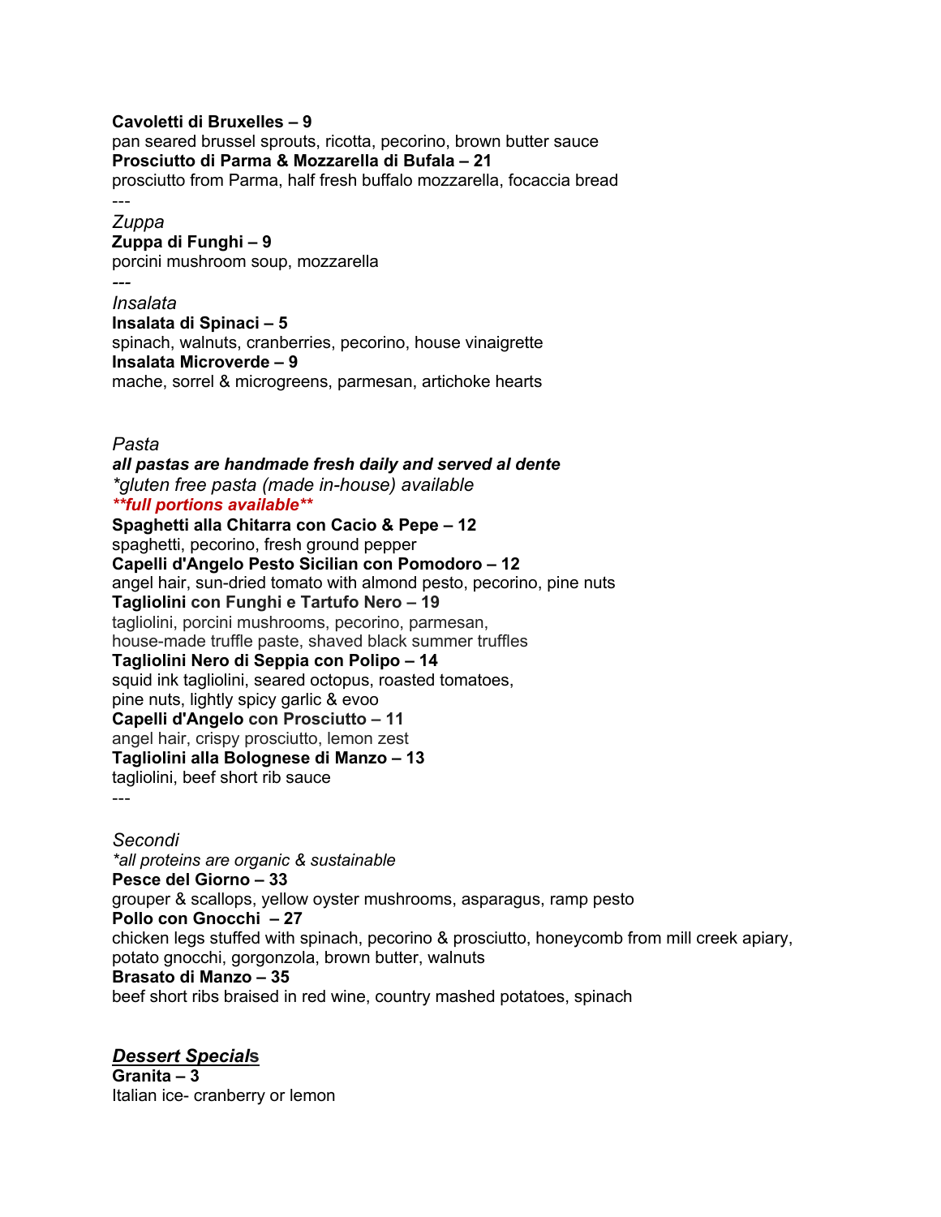**Cavoletti di Bruxelles – 9**
pan seared brussel sprouts, ricotta, pecorino, brown butter sauce
**Prosciutto di Parma & Mozzarella di Bufala – 21**
prosciutto from Parma, half fresh buffalo mozzarella, focaccia bread
---

*Zuppa*
**Zuppa di Funghi – 9**
porcini mushroom soup, mozzarella
---

*Insalata*
**Insalata di Spinaci – 5**
spinach, walnuts, cranberries, pecorino, house vinaigrette
**Insalata Microverde – 9**
mache, sorrel & microgreens, parmesan, artichoke hearts

*Pasta*
***all pastas are handmade fresh daily and served al dente***
*\*gluten free pasta (made in-house) available*
***\*\*full portions available\*\****
**Spaghetti alla Chitarra con Cacio & Pepe – 12**
spaghetti, pecorino, fresh ground pepper
**Capelli d'Angelo Pesto Sicilian con Pomodoro – 12**
angel hair, sun-dried tomato with almond pesto, pecorino, pine nuts
**Tagliolini con Funghi e Tartufo Nero – 19**
tagliolini, porcini mushrooms, pecorino, parmesan,
house-made truffle paste, shaved black summer truffles
**Tagliolini Nero di Seppia con Polipo – 14**
squid ink tagliolini, seared octopus, roasted tomatoes,
pine nuts, lightly spicy garlic & evoo
**Capelli d'Angelo con Prosciutto – 11**
angel hair, crispy prosciutto, lemon zest
**Tagliolini alla Bolognese di Manzo – 13**
tagliolini, beef short rib sauce
---

*Secondi*
*\*all proteins are organic & sustainable*
**Pesce del Giorno – 33**
grouper & scallops, yellow oyster mushrooms, asparagus, ramp pesto
**Pollo con Gnocchi – 27**
chicken legs stuffed with spinach, pecorino & prosciutto, honeycomb from mill creek apiary, potato gnocchi, gorgonzola, brown butter, walnuts
**Brasato di Manzo – 35**
beef short ribs braised in red wine, country mashed potatoes, spinach

***Dessert Specials***
**Granita – 3**
Italian ice- cranberry or lemon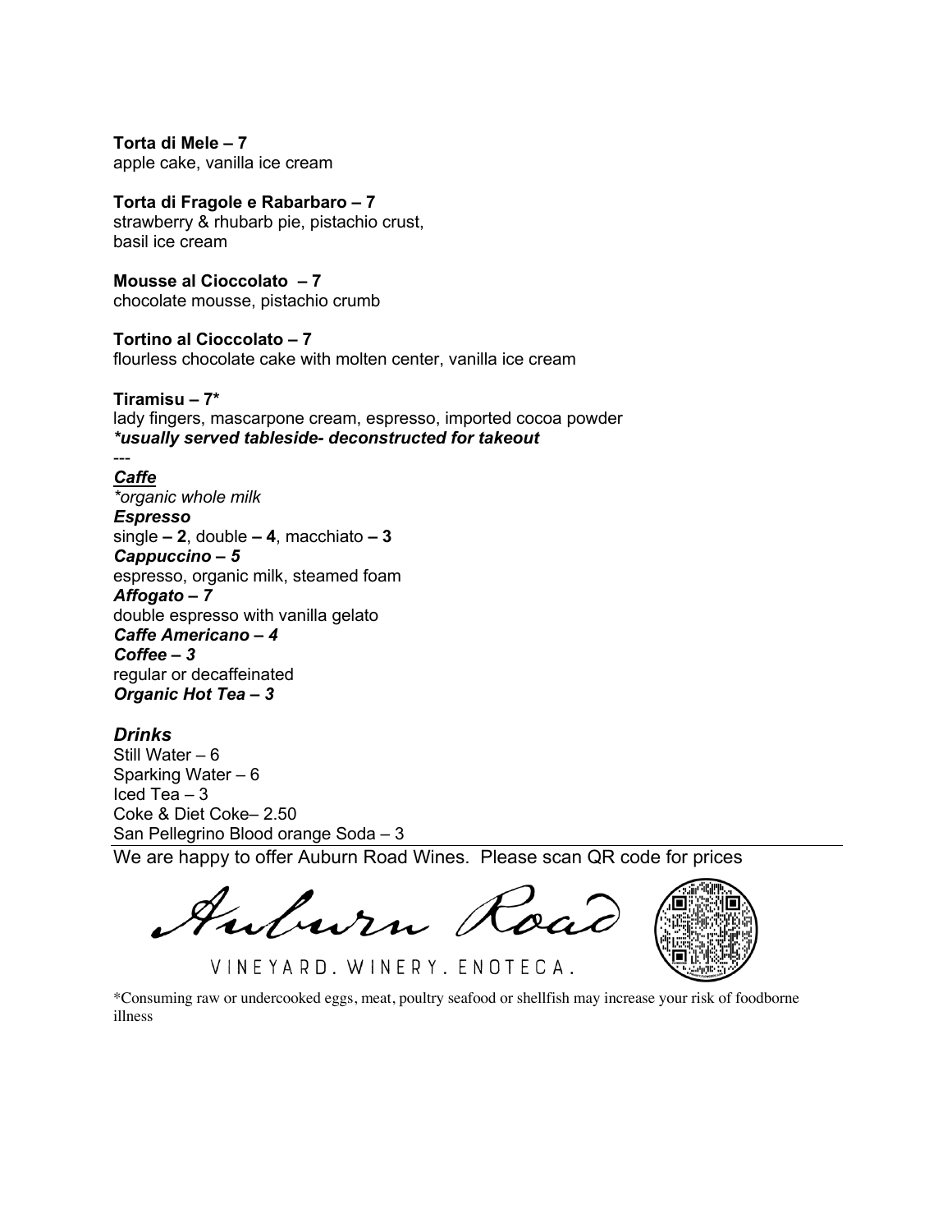**Torta di Mele – 7**
apple cake, vanilla ice cream

**Torta di Fragole e Rabarbaro – 7**
strawberry & rhubarb pie, pistachio crust,
basil ice cream

**Mousse al Cioccolato – 7**
chocolate mousse, pistachio crumb

**Tortino al Cioccolato – 7**
flourless chocolate cake with molten center, vanilla ice cream

**Tiramisu – 7***
lady fingers, mascarpone cream, espresso, imported cocoa powder
***usually served tableside- deconstructed for takeout***

---

***Caffe***
*\*organic whole milk*
***Espresso***
single **– 2**, double **– 4**, macchiato **– 3**
***Cappuccino – 5***
espresso, organic milk, steamed foam
***Affogato – 7***
double espresso with vanilla gelato
***Caffe Americano – 4***
***Coffee – 3***
regular or decaffeinated
***Organic Hot Tea – 3***

## *Drinks*

Still Water – 6
Sparking Water – 6
Iced Tea – 3
Coke & Diet Coke– 2.50
San Pellegrino Blood orange Soda – 3

We are happy to offer Auburn Road Wines. Please scan QR code for prices

Auburn Road
VINEYARD. WINERY. ENOTECA.

*Consuming raw or undercooked eggs, meat, poultry seafood or shellfish may increase your risk of foodborne illness